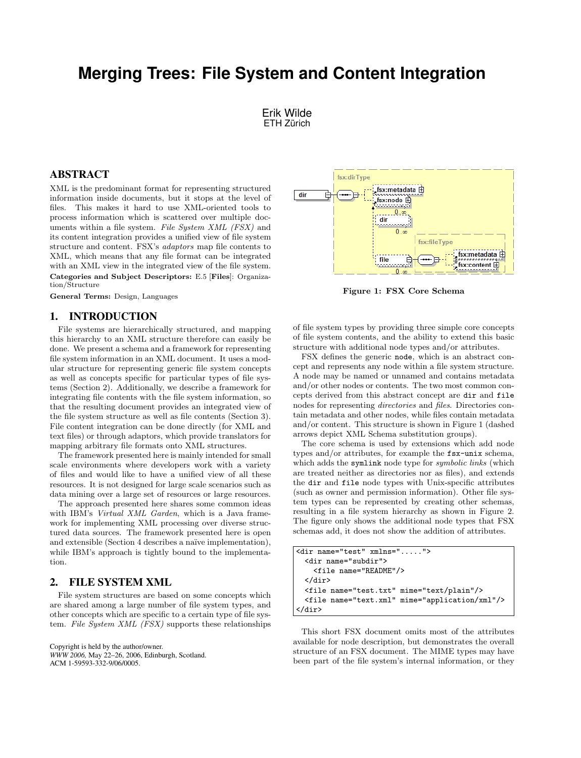# Merging Trees: File System and Content Integration

Erik Wilde
ETH Zürich

## ABSTRACT

XML is the predominant format for representing structured information inside documents, but it stops at the level of files. This makes it hard to use XML-oriented tools to process information which is scattered over multiple documents within a file system. *File System XML (FSX)* and its content integration provides a unified view of file system structure and content. FSX's *adaptors* map file contents to XML, which means that any file format can be integrated with an XML view in the integrated view of the file system.

**Categories and Subject Descriptors:** E.5 [**Files**]: Organization/Structure

**General Terms:** Design, Languages

## 1. INTRODUCTION

File systems are hierarchically structured, and mapping this hierarchy to an XML structure therefore can easily be done. We present a schema and a framework for representing file system information in an XML document. It uses a modular structure for representing generic file system concepts as well as concepts specific for particular types of file systems (Section 2). Additionally, we describe a framework for integrating file contents with the file system information, so that the resulting document provides an integrated view of the file system structure as well as file contents (Section 3). File content integration can be done directly (for XML and text files) or through adaptors, which provide translators for mapping arbitrary file formats onto XML structures.

The framework presented here is mainly intended for small scale environments where developers work with a variety of files and would like to have a unified view of all these resources. It is not designed for large scale scenarios such as data mining over a large set of resources or large resources.

The approach presented here shares some common ideas with IBM's *Virtual XML Garden*, which is a Java framework for implementing XML processing over diverse structured data sources. The framework presented here is open and extensible (Section 4 describes a naïve implementation), while IBM's approach is tightly bound to the implementation.

## 2. FILE SYSTEM XML

File system structures are based on some concepts which are shared among a large number of file system types, and other concepts which are specific to a certain type of file system. *File System XML (FSX)* supports these relationships of file system types by providing three simple core concepts of file system contents, and the ability to extend this basic structure with additional node types and/or attributes.

Figure 1: FSX Core Schema

FSX defines the generic `node`, which is an abstract concept and represents any node within a file system structure. A node may be named or unnamed and contains metadata and/or other nodes or contents. The two most common concepts derived from this abstract concept are `dir` and `file` nodes for representing *directories* and *files*. Directories contain metadata and other nodes, while files contain metadata and/or content. This structure is shown in Figure 1 (dashed arrows depict XML Schema substitution groups).

The core schema is used by extensions which add node types and/or attributes, for example the `fsx-unix` schema, which adds the `symlink` node type for *symbolic links* (which are treated neither as directories nor as files), and extends the `dir` and `file` node types with Unix-specific attributes (such as owner and permission information). Other file system types can be represented by creating other schemas, resulting in a file system hierarchy as shown in Figure 2. The figure only shows the additional node types that FSX schemas add, it does not show the addition of attributes.

```
<dir name="test" xmlns=".....">
  <dir name="subdir">
    <file name="README"/>
  </dir>
  <file name="test.txt" mime="text/plain"/>
  <file name="text.xml" mime="application/xml"/>
</dir>
```

This short FSX document omits most of the attributes available for node description, but demonstrates the overall structure of an FSX document. The MIME types may have been part of the file system's internal information, or they

Copyright is held by the author/owner.
*WWW 2006,* May 22–26, 2006, Edinburgh, Scotland.
ACM 1-59593-332-9/06/0005.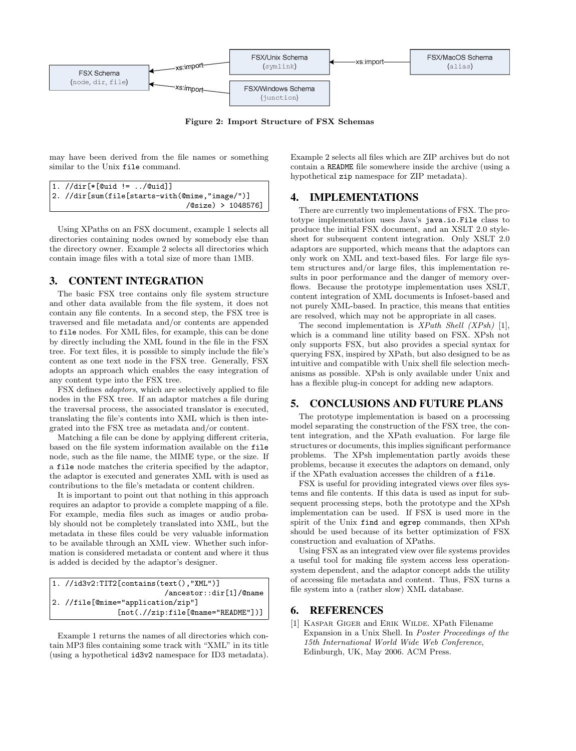FSX Schema
(node, dir, file)

FSX/Unix Schema
(symlink)

FSX/Windows Schema
(junction)

FSX/MacOS Schema
(alias)

xs:import

xs:import

xs:import

**Figure 2: Import Structure of FSX Schemas**

may have been derived from the file names or something similar to the Unix `file` command.

```
1. //dir[*[@uid != ../@uid]]
2. //dir[sum(file[starts-with(@mime,"image/")]
                                  /@size) > 1048576]
```

Using XPaths on an FSX document, example 1 selects all directories containing nodes owned by somebody else than the directory owner. Example 2 selects all directories which contain image files with a total size of more than 1MB.

## 3. CONTENT INTEGRATION

The basic FSX tree contains only file system structure and other data available from the file system, it does not contain any file contents. In a second step, the FSX tree is traversed and file metadata and/or contents are appended to `file` nodes. For XML files, for example, this can be done by directly including the XML found in the file in the FSX tree. For text files, it is possible to simply include the file's content as one text node in the FSX tree. Generally, FSX adopts an approach which enables the easy integration of any content type into the FSX tree.

FSX defines *adaptors*, which are selectively applied to file nodes in the FSX tree. If an adaptor matches a file during the traversal process, the associated translator is executed, translating the file's contents into XML which is then integrated into the FSX tree as metadata and/or content.

Matching a file can be done by applying different criteria, based on the file system information available on the `file` node, such as the file name, the MIME type, or the size. If a `file` node matches the criteria specified by the adaptor, the adaptor is executed and generates XML with is used as contributions to the file's metadata or content children.

It is important to point out that nothing in this approach requires an adaptor to provide a complete mapping of a file. For example, media files such as images or audio probably should not be completely translated into XML, but the metadata in these files could be very valuable information to be available through an XML view. Whether such information is considered metadata or content and where it thus is added is decided by the adaptor's designer.

```
1. //id3v2:TIT2[contains(text(),"XML")]
                            /ancestor::dir[1]/@name
2. //file[@mime="application/zip"]
                [not(.//zip:file[@name="README"])]
```

Example 1 returns the names of all directories which contain MP3 files containing some track with "XML" in its title (using a hypothetical `id3v2` namespace for ID3 metadata). Example 2 selects all files which are ZIP archives but do not contain a `README` file somewhere inside the archive (using a hypothetical `zip` namespace for ZIP metadata).

## 4. IMPLEMENTATIONS

There are currently two implementations of FSX. The prototype implementation uses Java's `java.io.File` class to produce the initial FSX document, and an XSLT 2.0 stylesheet for subsequent content integration. Only XSLT 2.0 adaptors are supported, which means that the adaptors can only work on XML and text-based files. For large file system structures and/or large files, this implementation results in poor performance and the danger of memory overflows. Because the prototype implementation uses XSLT, content integration of XML documents is Infoset-based and not purely XML-based. In practice, this means that entities are resolved, which may not be appropriate in all cases.

The second implementation is *XPath Shell (XPsh)* [1], which is a command line utility based on FSX. XPsh not only supports FSX, but also provides a special syntax for querying FSX, inspired by XPath, but also designed to be as intuitive and compatible with Unix shell file selection mechanisms as possible. XPsh is only available under Unix and has a flexible plug-in concept for adding new adaptors.

## 5. CONCLUSIONS AND FUTURE PLANS

The prototype implementation is based on a processing model separating the construction of the FSX tree, the content integration, and the XPath evaluation. For large file structures or documents, this implies significant performance problems. The XPsh implementation partly avoids these problems, because it executes the adaptors on demand, only if the XPath evaluation accesses the children of a `file`.

FSX is useful for providing integrated views over files systems and file contents. If this data is used as input for subsequent processing steps, both the prototype and the XPsh implementation can be used. If FSX is used more in the spirit of the Unix `find` and `egrep` commands, then XPsh should be used because of its better optimization of FSX construction and evaluation of XPaths.

Using FSX as an integrated view over file systems provides a useful tool for making file system access less operation-system dependent, and the adaptor concept adds the utility of accessing file metadata and content. Thus, FSX turns a file system into a (rather slow) XML database.

## 6. REFERENCES

[1] Kaspar Giger and Erik Wilde. XPath Filename Expansion in a Unix Shell. In *Poster Proceedings of the 15th International World Wide Web Conference*, Edinburgh, UK, May 2006. ACM Press.